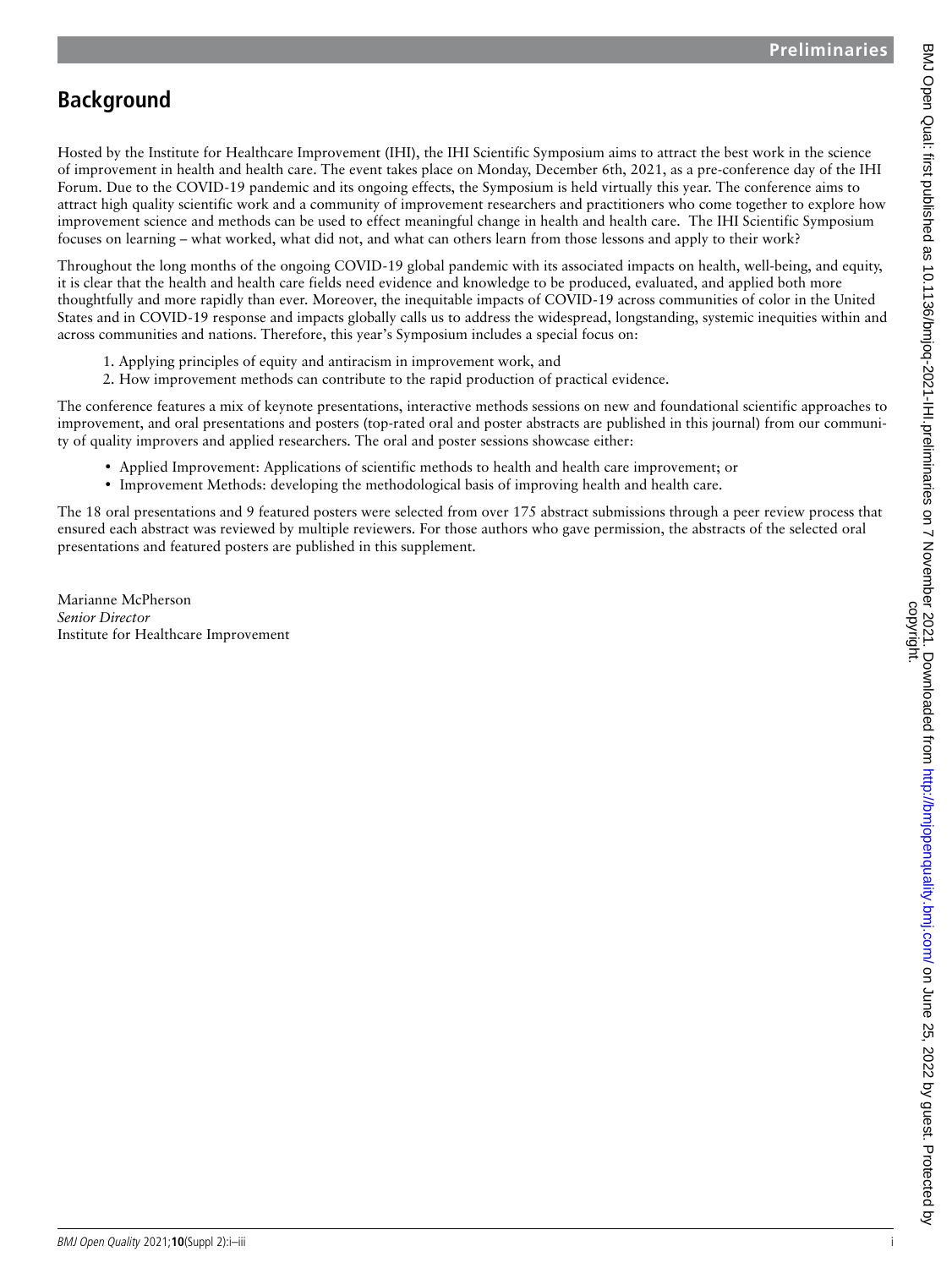## Background

Hosted by the Institute for Healthcare Improvement (IHI), the IHI Scientific Symposium aims to attract the best work in the science of improvement in health and health care. The event takes place on Monday, December 6th, 2021, as a pre-conference day of the IHI Forum. Due to the COVID-19 pandemic and its ongoing effects, the Symposium is held virtually this year. The conference aims to attract high quality scientific work and a community of improvement researchers and practitioners who come together to explore how improvement science and methods can be used to effect meaningful change in health and health care. The IHI Scientific Symposium focuses on learning – what worked, what did not, and what can others learn from those lessons and apply to their work?

Throughout the long months of the ongoing COVID-19 global pandemic with its associated impacts on health, well-being, and equity, it is clear that the health and health care fields need evidence and knowledge to be produced, evaluated, and applied both more thoughtfully and more rapidly than ever. Moreover, the inequitable impacts of COVID-19 across communities of color in the United States and in COVID-19 response and impacts globally calls us to address the widespread, longstanding, systemic inequities within and across communities and nations. Therefore, this year's Symposium includes a special focus on:

1. Applying principles of equity and antiracism in improvement work, and
2. How improvement methods can contribute to the rapid production of practical evidence.

The conference features a mix of keynote presentations, interactive methods sessions on new and foundational scientific approaches to improvement, and oral presentations and posters (top-rated oral and poster abstracts are published in this journal) from our community of quality improvers and applied researchers. The oral and poster sessions showcase either:

- Applied Improvement: Applications of scientific methods to health and health care improvement; or
- Improvement Methods: developing the methodological basis of improving health and health care.

The 18 oral presentations and 9 featured posters were selected from over 175 abstract submissions through a peer review process that ensured each abstract was reviewed by multiple reviewers. For those authors who gave permission, the abstracts of the selected oral presentations and featured posters are published in this supplement.

Marianne McPherson
*Senior Director*
Institute for Healthcare Improvement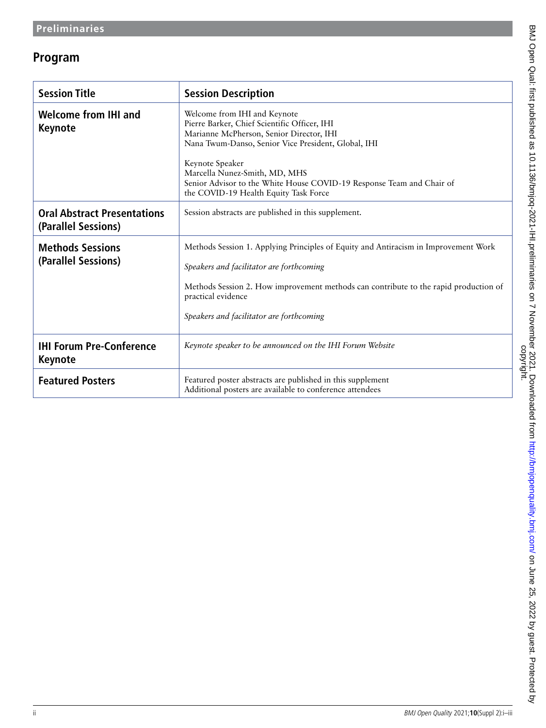## Program

| Session Title | Session Description |
|---|---|
| **Welcome from IHI and Keynote** | Welcome from IHI and Keynote<br>Pierre Barker, Chief Scientific Officer, IHI<br>Marianne McPherson, Senior Director, IHI<br>Nana Twum-Danso, Senior Vice President, Global, IHI<br><br>Keynote Speaker<br>Marcella Nunez-Smith, MD, MHS<br>Senior Advisor to the White House COVID-19 Response Team and Chair of the COVID-19 Health Equity Task Force |
| **Oral Abstract Presentations (Parallel Sessions)** | Session abstracts are published in this supplement. |
| **Methods Sessions (Parallel Sessions)** | Methods Session 1. Applying Principles of Equity and Antiracism in Improvement Work<br><br>*Speakers and facilitator are forthcoming*<br><br>Methods Session 2. How improvement methods can contribute to the rapid production of practical evidence<br><br>*Speakers and facilitator are forthcoming* |
| **IHI Forum Pre-Conference Keynote** | *Keynote speaker to be announced on the IHI Forum Website* |
| **Featured Posters** | Featured poster abstracts are published in this supplement<br>Additional posters are available to conference attendees |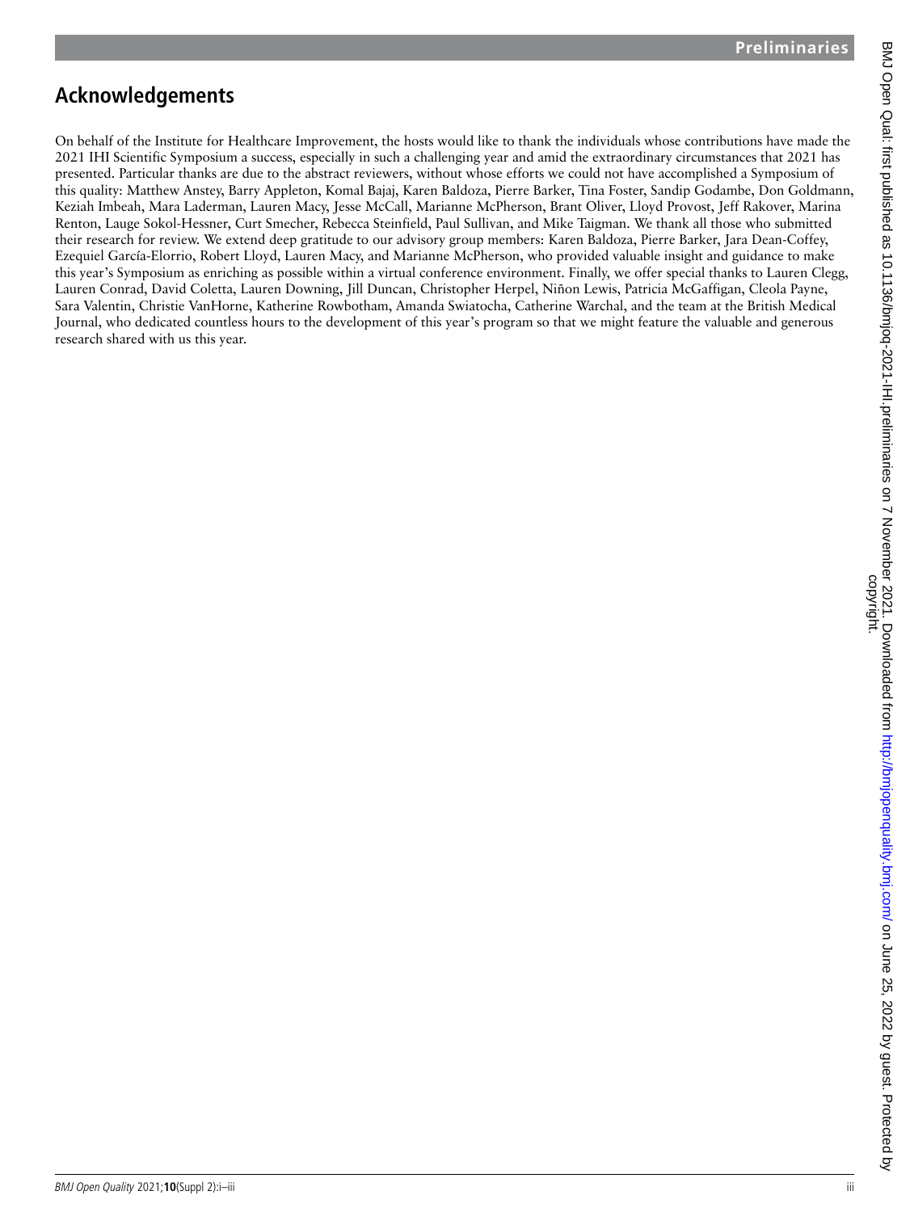## Acknowledgements

On behalf of the Institute for Healthcare Improvement, the hosts would like to thank the individuals whose contributions have made the 2021 IHI Scientific Symposium a success, especially in such a challenging year and amid the extraordinary circumstances that 2021 has presented. Particular thanks are due to the abstract reviewers, without whose efforts we could not have accomplished a Symposium of this quality: Matthew Anstey, Barry Appleton, Komal Bajaj, Karen Baldoza, Pierre Barker, Tina Foster, Sandip Godambe, Don Goldmann, Keziah Imbeah, Mara Laderman, Lauren Macy, Jesse McCall, Marianne McPherson, Brant Oliver, Lloyd Provost, Jeff Rakover, Marina Renton, Lauge Sokol-Hessner, Curt Smecher, Rebecca Steinfield, Paul Sullivan, and Mike Taigman. We thank all those who submitted their research for review. We extend deep gratitude to our advisory group members: Karen Baldoza, Pierre Barker, Jara Dean-Coffey, Ezequiel García-Elorrio, Robert Lloyd, Lauren Macy, and Marianne McPherson, who provided valuable insight and guidance to make this year's Symposium as enriching as possible within a virtual conference environment. Finally, we offer special thanks to Lauren Clegg, Lauren Conrad, David Coletta, Lauren Downing, Jill Duncan, Christopher Herpel, Niñon Lewis, Patricia McGaffigan, Cleola Payne, Sara Valentin, Christie VanHorne, Katherine Rowbotham, Amanda Swiatocha, Catherine Warchal, and the team at the British Medical Journal, who dedicated countless hours to the development of this year's program so that we might feature the valuable and generous research shared with us this year.